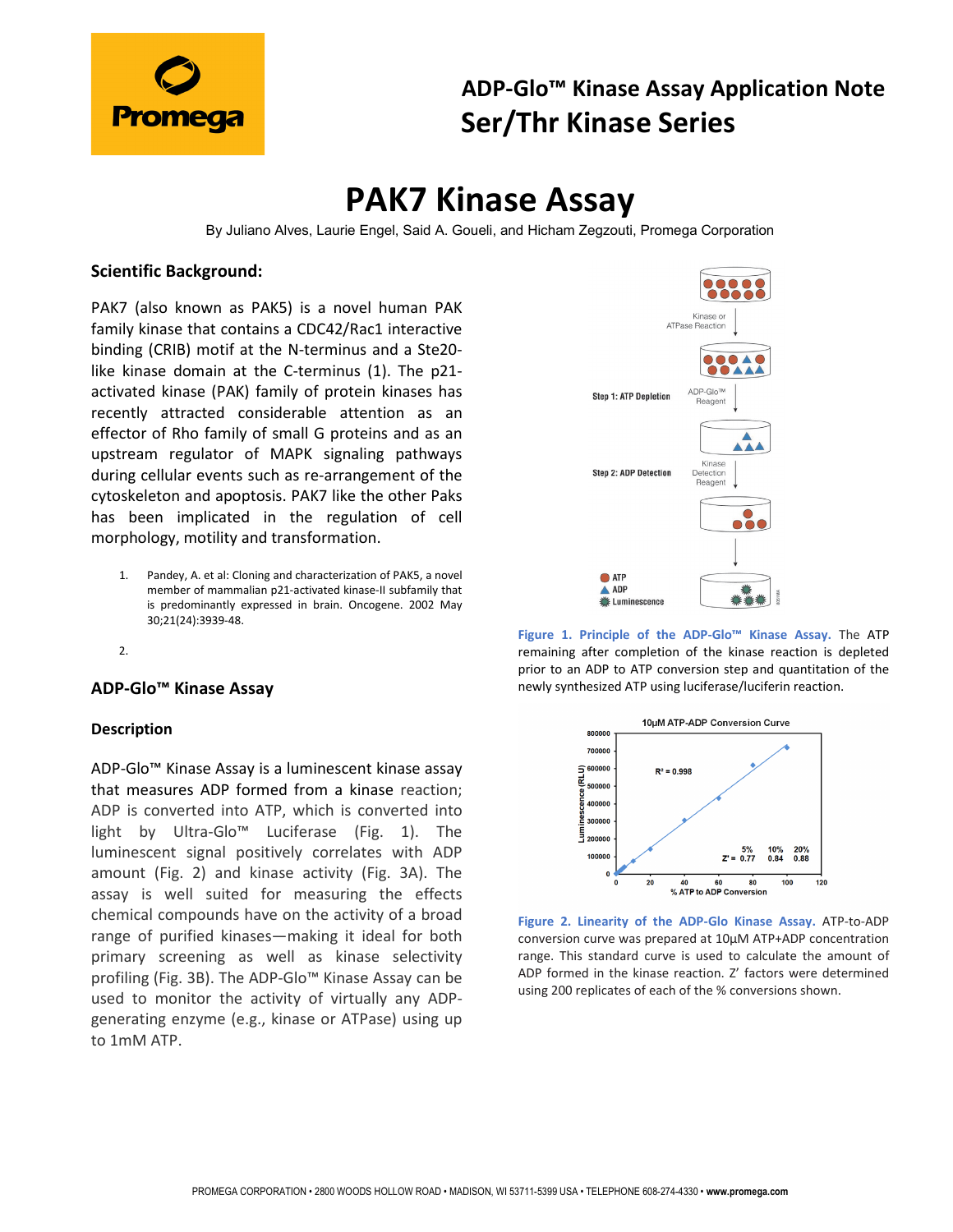# PAK7 Kinase Assay

ADP-Glo™ Kinase Assay Application Note
Ser/Thr Kinase Series

By Juliano Alves, Laurie Engel, Said A. Goueli, and Hicham Zegzouti, Promega Corporation

## Scientific Background:

PAK7 (also known as PAK5) is a novel human PAK family kinase that contains a CDC42/Rac1 interactive binding (CRIB) motif at the N-terminus and a Ste20-like kinase domain at the C-terminus (1). The p21-activated kinase (PAK) family of protein kinases has recently attracted considerable attention as an effector of Rho family of small G proteins and as an upstream regulator of MAPK signaling pathways during cellular events such as re-arrangement of the cytoskeleton and apoptosis. PAK7 like the other Paks has been implicated in the regulation of cell morphology, motility and transformation.

1. Pandey, A. et al: Cloning and characterization of PAK5, a novel member of mammalian p21-activated kinase-II subfamily that is predominantly expressed in brain. Oncogene. 2002 May 30;21(24):3939-48.
2.

## ADP-Glo™ Kinase Assay

### Description

ADP-Glo™ Kinase Assay is a luminescent kinase assay that measures ADP formed from a kinase reaction; ADP is converted into ATP, which is converted into light by Ultra-Glo™ Luciferase (Fig. 1). The luminescent signal positively correlates with ADP amount (Fig. 2) and kinase activity (Fig. 3A). The assay is well suited for measuring the effects chemical compounds have on the activity of a broad range of purified kinases—making it ideal for both primary screening as well as kinase selectivity profiling (Fig. 3B). The ADP-Glo™ Kinase Assay can be used to monitor the activity of virtually any ADP-generating enzyme (e.g., kinase or ATPase) using up to 1mM ATP.

**Figure 1. Principle of the ADP-Glo™ Kinase Assay.** The ATP remaining after completion of the kinase reaction is depleted prior to an ADP to ATP conversion step and quantitation of the newly synthesized ATP using luciferase/luciferin reaction.

**Figure 2. Linearity of the ADP-Glo Kinase Assay.** ATP-to-ADP conversion curve was prepared at 10µM ATP+ADP concentration range. This standard curve is used to calculate the amount of ADP formed in the kinase reaction. Z' factors were determined using 200 replicates of each of the % conversions shown.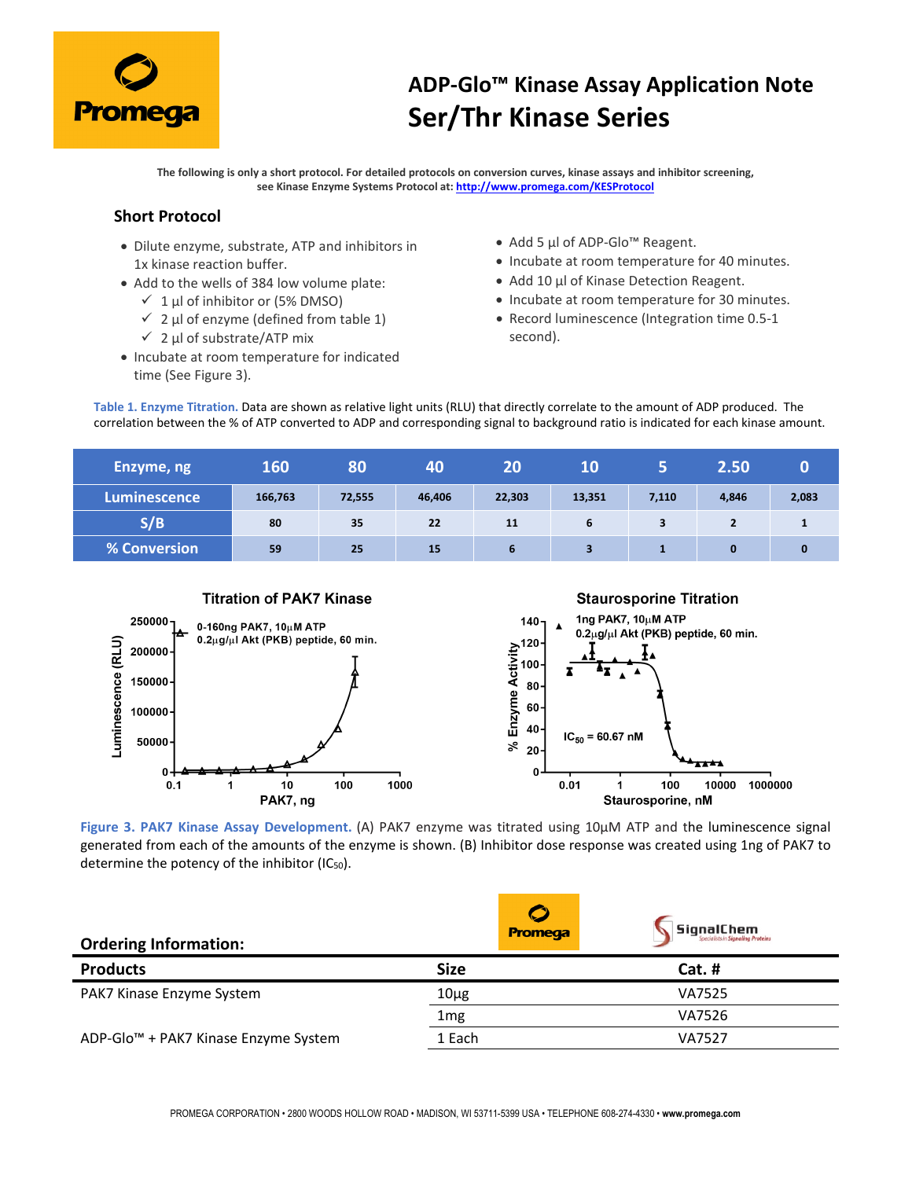# ADP-Glo™ Kinase Assay Application Note

# Ser/Thr Kinase Series

**The following is only a short protocol. For detailed protocols on conversion curves, kinase assays and inhibitor screening, see Kinase Enzyme Systems Protocol at: http://www.promega.com/KESProtocol**

## Short Protocol

- Dilute enzyme, substrate, ATP and inhibitors in 1x kinase reaction buffer.
- Add to the wells of 384 low volume plate:
  - ✓ 1 µl of inhibitor or (5% DMSO)
  - ✓ 2 µl of enzyme (defined from table 1)
  - ✓ 2 µl of substrate/ATP mix
- Incubate at room temperature for indicated time (See Figure 3).
- Add 5 µl of ADP-Glo™ Reagent.
- Incubate at room temperature for 40 minutes.
- Add 10 µl of Kinase Detection Reagent.
- Incubate at room temperature for 30 minutes.
- Record luminescence (Integration time 0.5-1 second).

**Table 1. Enzyme Titration.** Data are shown as relative light units (RLU) that directly correlate to the amount of ADP produced. The correlation between the % of ATP converted to ADP and corresponding signal to background ratio is indicated for each kinase amount.

| Enzyme, ng | 160 | 80 | 40 | 20 | 10 | 5 | 2.50 | 0 |
|---|---|---|---|---|---|---|---|---|
| Luminescence | 166,763 | 72,555 | 46,406 | 22,303 | 13,351 | 7,110 | 4,846 | 2,083 |
| S/B | 80 | 35 | 22 | 11 | 6 | 3 | 2 | 1 |
| % Conversion | 59 | 25 | 15 | 6 | 3 | 1 | 0 | 0 |

Titration of PAK7 Kinase

0-160ng PAK7, 10µM ATP
0.2µg/µl Akt (PKB) peptide, 60 min.

Luminescence (RLU)
250000, 200000, 150000, 100000, 50000, 0
0.1, 1, 10, 100, 1000
PAK7, ng

Staurosporine Titration

1ng PAK7, 10µM ATP
0.2µg/µl Akt (PKB) peptide, 60 min.

% Enzyme Activity
140, 120, 100, 80, 60, 40, 20, 0

$IC_{50}$ = 60.67 nM

0.01, 1, 100, 10000, 1000000
Staurosporine, nM

**Figure 3. PAK7 Kinase Assay Development.** (A) PAK7 enzyme was titrated using 10µM ATP and the luminescence signal generated from each of the amounts of the enzyme is shown. (B) Inhibitor dose response was created using 1ng of PAK7 to determine the potency of the inhibitor ($IC_{50}$).

**Ordering Information:**

| Products | Size | Cat. # |
|---|---|---|
| PAK7 Kinase Enzyme System | 10µg | VA7525 |
| | 1mg | VA7526 |
| ADP-Glo™ + PAK7 Kinase Enzyme System | 1 Each | VA7527 |